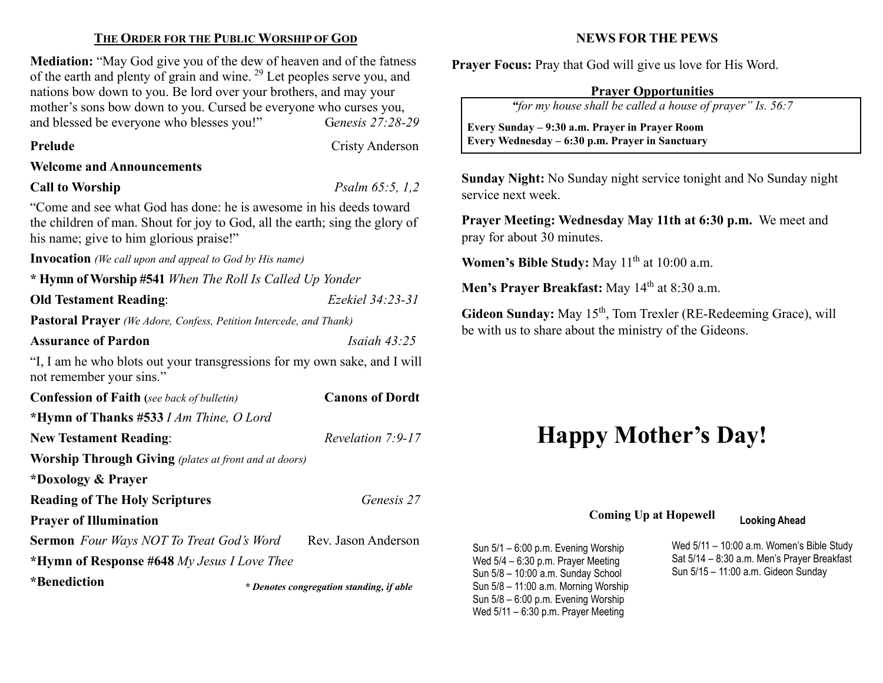## THE ORDER FOR THE PUBLIC WORSHIP OF GOD

**Mediation:** "May God give you of the dew of heaven and of the fatness of the earth and plenty of grain and wine. [29] Let peoples serve you, and nations bow down to you. Be lord over your brothers, and may your mother's sons bow down to you. Cursed be everyone who curses you, and blessed be everyone who blesses you!" *Genesis 27:28-29*

**Prelude** Cristy Anderson

**Welcome and Announcements**

**Call to Worship** *Psalm 65:5, 1,2*

"Come and see what God has done: he is awesome in his deeds toward the children of man. Shout for joy to God, all the earth; sing the glory of his name; give to him glorious praise!"

**Invocation** *(We call upon and appeal to God by His name)*

**\* Hymn of Worship #541** *When The Roll Is Called Up Yonder*

**Old Testament Reading**: *Ezekiel 34:23-31*

**Pastoral Prayer** *(We Adore, Confess, Petition Intercede, and Thank)*

**Assurance of Pardon** *Isaiah 43:25*

"I, I am he who blots out your transgressions for my own sake, and I will not remember your sins."

**Confession of Faith (***see back of bulletin***)** **Canons of Dordt**

**\*Hymn of Thanks #533** *I Am Thine, O Lord*

**New Testament Reading**: *Revelation 7:9-17*

**Worship Through Giving** *(plates at front and at doors)*

**\*Doxology & Prayer**

**Reading of The Holy Scriptures** *Genesis 27*

**Prayer of Illumination**

**Sermon** *Four Ways NOT To Treat God's Word* Rev. Jason Anderson

**\*Hymn of Response #648** *My Jesus I Love Thee*

**\*Benediction**

*\* Denotes congregation standing, if able*

## NEWS FOR THE PEWS

**Prayer Focus:** Pray that God will give us love for His Word.

**Prayer Opportunities**

*"for my house shall be called a house of prayer" Is. 56:7*

**Every Sunday – 9:30 a.m. Prayer in Prayer Room**
**Every Wednesday – 6:30 p.m. Prayer in Sanctuary**

**Sunday Night:** No Sunday night service tonight and No Sunday night service next week.

**Prayer Meeting: Wednesday May 11th at 6:30 p.m.** We meet and pray for about 30 minutes.

**Women's Bible Study:** May 11th at 10:00 a.m.

**Men's Prayer Breakfast:** May 14th at 8:30 a.m.

**Gideon Sunday:** May 15th, Tom Trexler (RE-Redeeming Grace), will be with us to share about the ministry of the Gideons.

# Happy Mother's Day!

**Coming Up at Hopewell**

Sun 5/1 – 6:00 p.m. Evening Worship
Wed 5/4 – 6:30 p.m. Prayer Meeting
Sun 5/8 – 10:00 a.m. Sunday School
Sun 5/8 – 11:00 a.m. Morning Worship
Sun 5/8 – 6:00 p.m. Evening Worship
Wed 5/11 – 6:30 p.m. Prayer Meeting

**Looking Ahead**

Wed 5/11 – 10:00 a.m. Women's Bible Study
Sat 5/14 – 8:30 a.m. Men's Prayer Breakfast
Sun 5/15 – 11:00 a.m. Gideon Sunday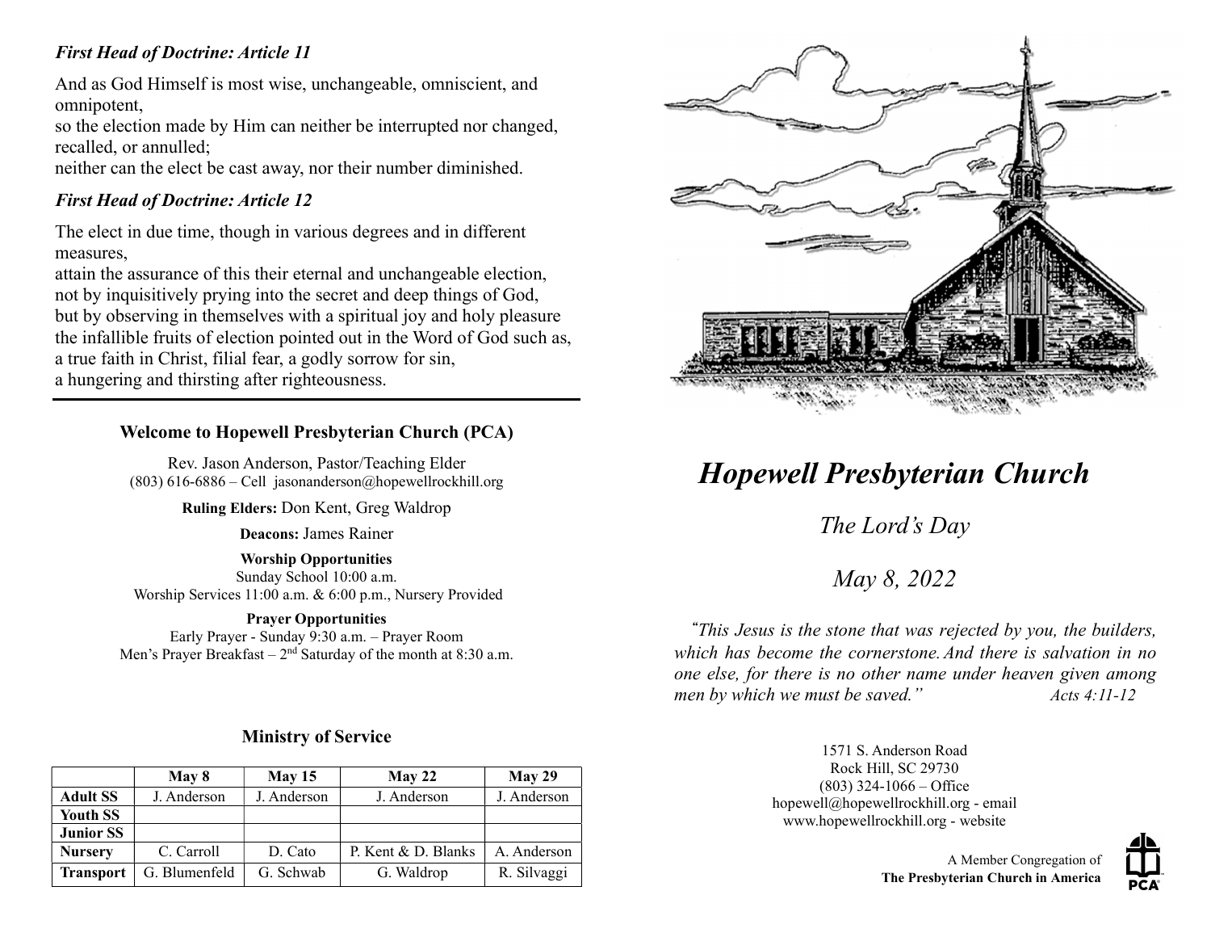*First Head of Doctrine: Article 11*

And as God Himself is most wise, unchangeable, omniscient, and omnipotent,
so the election made by Him can neither be interrupted nor changed, recalled, or annulled;
neither can the elect be cast away, nor their number diminished.

*First Head of Doctrine: Article 12*

The elect in due time, though in various degrees and in different measures,
attain the assurance of this their eternal and unchangeable election,
not by inquisitively prying into the secret and deep things of God,
but by observing in themselves with a spiritual joy and holy pleasure
the infallible fruits of election pointed out in the Word of God such as,
a true faith in Christ, filial fear, a godly sorrow for sin,
a hungering and thirsting after righteousness.

---

**Welcome to Hopewell Presbyterian Church (PCA)**

Rev. Jason Anderson, Pastor/Teaching Elder
(803) 616-6886 – Cell jasonanderson@hopewellrockhill.org

**Ruling Elders:** Don Kent, Greg Waldrop

**Deacons:** James Rainer

**Worship Opportunities**
Sunday School 10:00 a.m.
Worship Services 11:00 a.m. & 6:00 p.m., Nursery Provided

**Prayer Opportunities**
Early Prayer - Sunday 9:30 a.m. – Prayer Room
Men's Prayer Breakfast – 2nd Saturday of the month at 8:30 a.m.

**Ministry of Service**

| | May 8 | May 15 | May 22 | May 29 |
|---|---|---|---|---|
| **Adult SS** | J. Anderson | J. Anderson | J. Anderson | J. Anderson |
| **Youth SS** | | | | |
| **Junior SS** | | | | |
| **Nursery** | C. Carroll | D. Cato | P. Kent & D. Blanks | A. Anderson |
| **Transport** | G. Blumenfeld | G. Schwab | G. Waldrop | R. Silvaggi |

# *Hopewell Presbyterian Church*

*The Lord's Day*

*May 8, 2022*

*"This Jesus is the stone that was rejected by you, the builders, which has become the cornerstone. And there is salvation in no one else, for there is no other name under heaven given among men by which we must be saved."* *Acts 4:11-12*

1571 S. Anderson Road
Rock Hill, SC 29730
(803) 324-1066 – Office
hopewell@hopewellrockhill.org - email
www.hopewellrockhill.org - website

A Member Congregation of
**The Presbyterian Church in America**